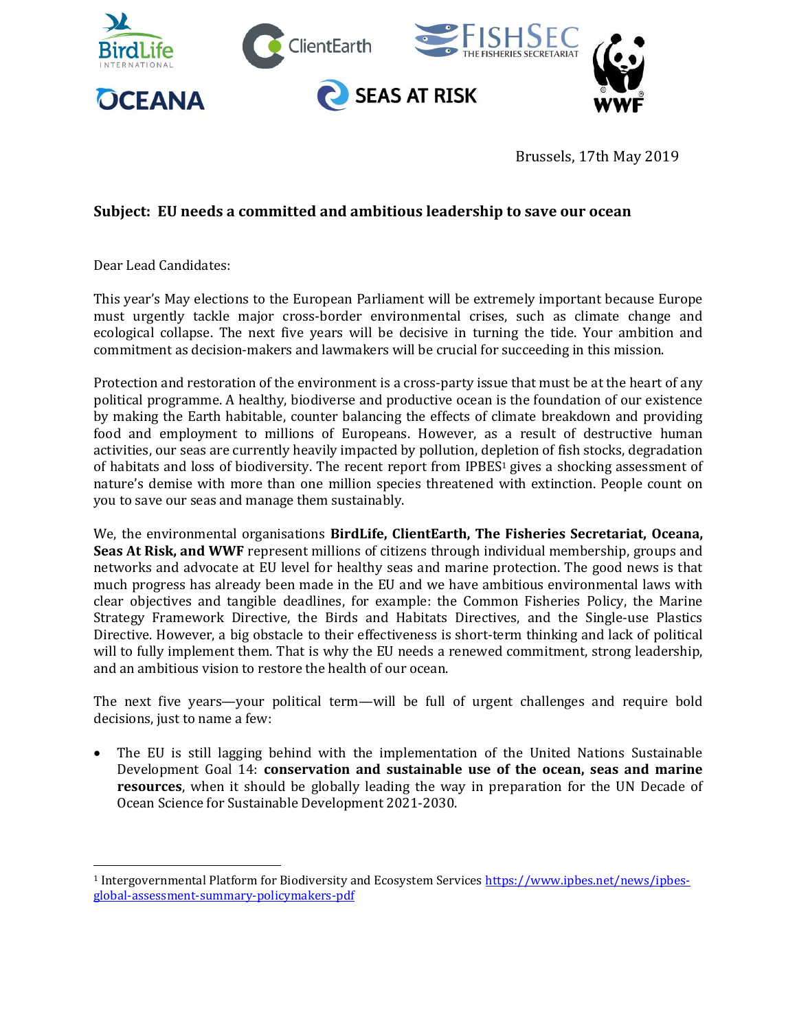Brussels, 17th May 2019

**Subject: EU needs a committed and ambitious leadership to save our ocean**

Dear Lead Candidates:

This year's May elections to the European Parliament will be extremely important because Europe must urgently tackle major cross-border environmental crises, such as climate change and ecological collapse. The next five years will be decisive in turning the tide. Your ambition and commitment as decision-makers and lawmakers will be crucial for succeeding in this mission.

Protection and restoration of the environment is a cross-party issue that must be at the heart of any political programme. A healthy, biodiverse and productive ocean is the foundation of our existence by making the Earth habitable, counter balancing the effects of climate breakdown and providing food and employment to millions of Europeans. However, as a result of destructive human activities, our seas are currently heavily impacted by pollution, depletion of fish stocks, degradation of habitats and loss of biodiversity. The recent report from IPBES[1] gives a shocking assessment of nature's demise with more than one million species threatened with extinction. People count on you to save our seas and manage them sustainably.

We, the environmental organisations **BirdLife, ClientEarth, The Fisheries Secretariat, Oceana, Seas At Risk, and WWF** represent millions of citizens through individual membership, groups and networks and advocate at EU level for healthy seas and marine protection. The good news is that much progress has already been made in the EU and we have ambitious environmental laws with clear objectives and tangible deadlines, for example: the Common Fisheries Policy, the Marine Strategy Framework Directive, the Birds and Habitats Directives, and the Single-use Plastics Directive. However, a big obstacle to their effectiveness is short-term thinking and lack of political will to fully implement them. That is why the EU needs a renewed commitment, strong leadership, and an ambitious vision to restore the health of our ocean.

The next five years—your political term—will be full of urgent challenges and require bold decisions, just to name a few:

- The EU is still lagging behind with the implementation of the United Nations Sustainable Development Goal 14: **conservation and sustainable use of the ocean, seas and marine resources**, when it should be globally leading the way in preparation for the UN Decade of Ocean Science for Sustainable Development 2021-2030.

[1] Intergovernmental Platform for Biodiversity and Ecosystem Services https://www.ipbes.net/news/ipbes-global-assessment-summary-policymakers-pdf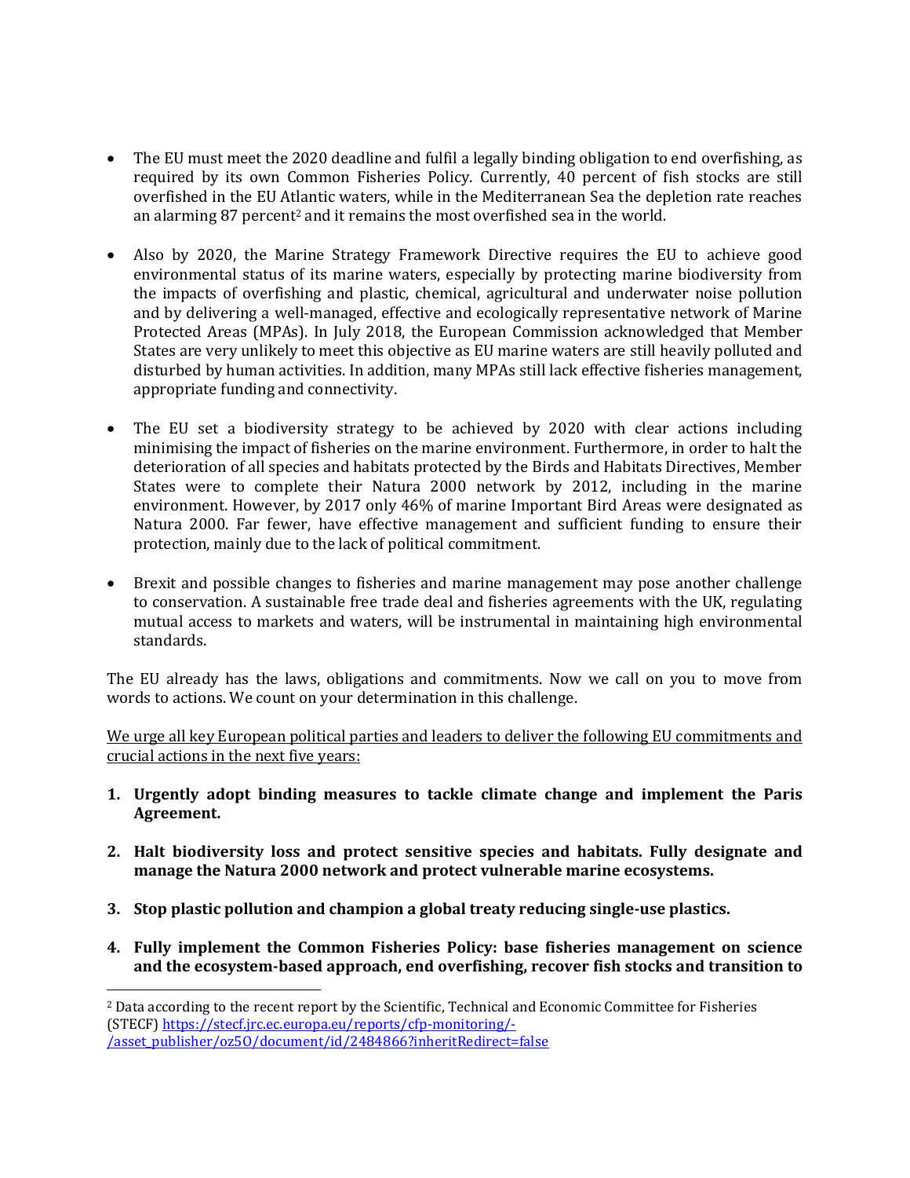- The EU must meet the 2020 deadline and fulfil a legally binding obligation to end overfishing, as required by its own Common Fisheries Policy. Currently, 40 percent of fish stocks are still overfished in the EU Atlantic waters, while in the Mediterranean Sea the depletion rate reaches an alarming 87 percent[2] and it remains the most overfished sea in the world.

- Also by 2020, the Marine Strategy Framework Directive requires the EU to achieve good environmental status of its marine waters, especially by protecting marine biodiversity from the impacts of overfishing and plastic, chemical, agricultural and underwater noise pollution and by delivering a well-managed, effective and ecologically representative network of Marine Protected Areas (MPAs). In July 2018, the European Commission acknowledged that Member States are very unlikely to meet this objective as EU marine waters are still heavily polluted and disturbed by human activities. In addition, many MPAs still lack effective fisheries management, appropriate funding and connectivity.

- The EU set a biodiversity strategy to be achieved by 2020 with clear actions including minimising the impact of fisheries on the marine environment. Furthermore, in order to halt the deterioration of all species and habitats protected by the Birds and Habitats Directives, Member States were to complete their Natura 2000 network by 2012, including in the marine environment. However, by 2017 only 46% of marine Important Bird Areas were designated as Natura 2000. Far fewer, have effective management and sufficient funding to ensure their protection, mainly due to the lack of political commitment.

- Brexit and possible changes to fisheries and marine management may pose another challenge to conservation. A sustainable free trade deal and fisheries agreements with the UK, regulating mutual access to markets and waters, will be instrumental in maintaining high environmental standards.

The EU already has the laws, obligations and commitments. Now we call on you to move from words to actions. We count on your determination in this challenge.

<u>We urge all key European political parties and leaders to deliver the following EU commitments and crucial actions in the next five years:</u>

1. **Urgently adopt binding measures to tackle climate change and implement the Paris Agreement.**

2. **Halt biodiversity loss and protect sensitive species and habitats. Fully designate and manage the Natura 2000 network and protect vulnerable marine ecosystems.**

3. **Stop plastic pollution and champion a global treaty reducing single-use plastics.**

4. **Fully implement the Common Fisheries Policy: base fisheries management on science and the ecosystem-based approach, end overfishing, recover fish stocks and transition to**

---

[2] Data according to the recent report by the Scientific, Technical and Economic Committee for Fisheries (STECF) https://stecf.jrc.ec.europa.eu/reports/cfp-monitoring/-/asset_publisher/oz5O/document/id/2484866?inheritRedirect=false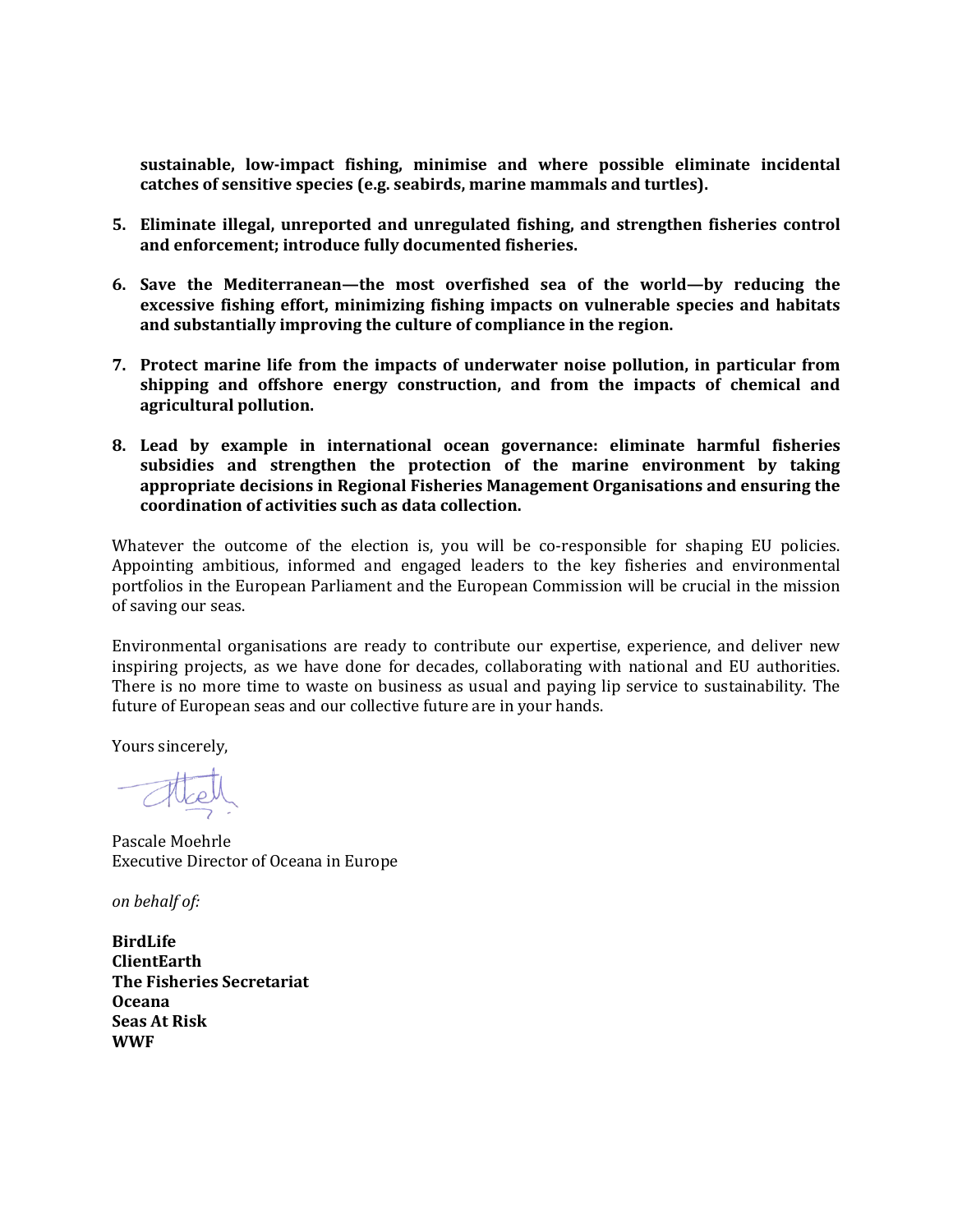**sustainable, low-impact fishing, minimise and where possible eliminate incidental catches of sensitive species (e.g. seabirds, marine mammals and turtles).**

5. **Eliminate illegal, unreported and unregulated fishing, and strengthen fisheries control and enforcement; introduce fully documented fisheries.**

6. **Save the Mediterranean—the most overfished sea of the world—by reducing the excessive fishing effort, minimizing fishing impacts on vulnerable species and habitats and substantially improving the culture of compliance in the region.**

7. **Protect marine life from the impacts of underwater noise pollution, in particular from shipping and offshore energy construction, and from the impacts of chemical and agricultural pollution.**

8. **Lead by example in international ocean governance: eliminate harmful fisheries subsidies and strengthen the protection of the marine environment by taking appropriate decisions in Regional Fisheries Management Organisations and ensuring the coordination of activities such as data collection.**

Whatever the outcome of the election is, you will be co-responsible for shaping EU policies. Appointing ambitious, informed and engaged leaders to the key fisheries and environmental portfolios in the European Parliament and the European Commission will be crucial in the mission of saving our seas.

Environmental organisations are ready to contribute our expertise, experience, and deliver new inspiring projects, as we have done for decades, collaborating with national and EU authorities. There is no more time to waste on business as usual and paying lip service to sustainability. The future of European seas and our collective future are in your hands.

Yours sincerely,

Pascale Moehrle
Executive Director of Oceana in Europe

*on behalf of:*

**BirdLife**
**ClientEarth**
**The Fisheries Secretariat**
**Oceana**
**Seas At Risk**
**WWF**